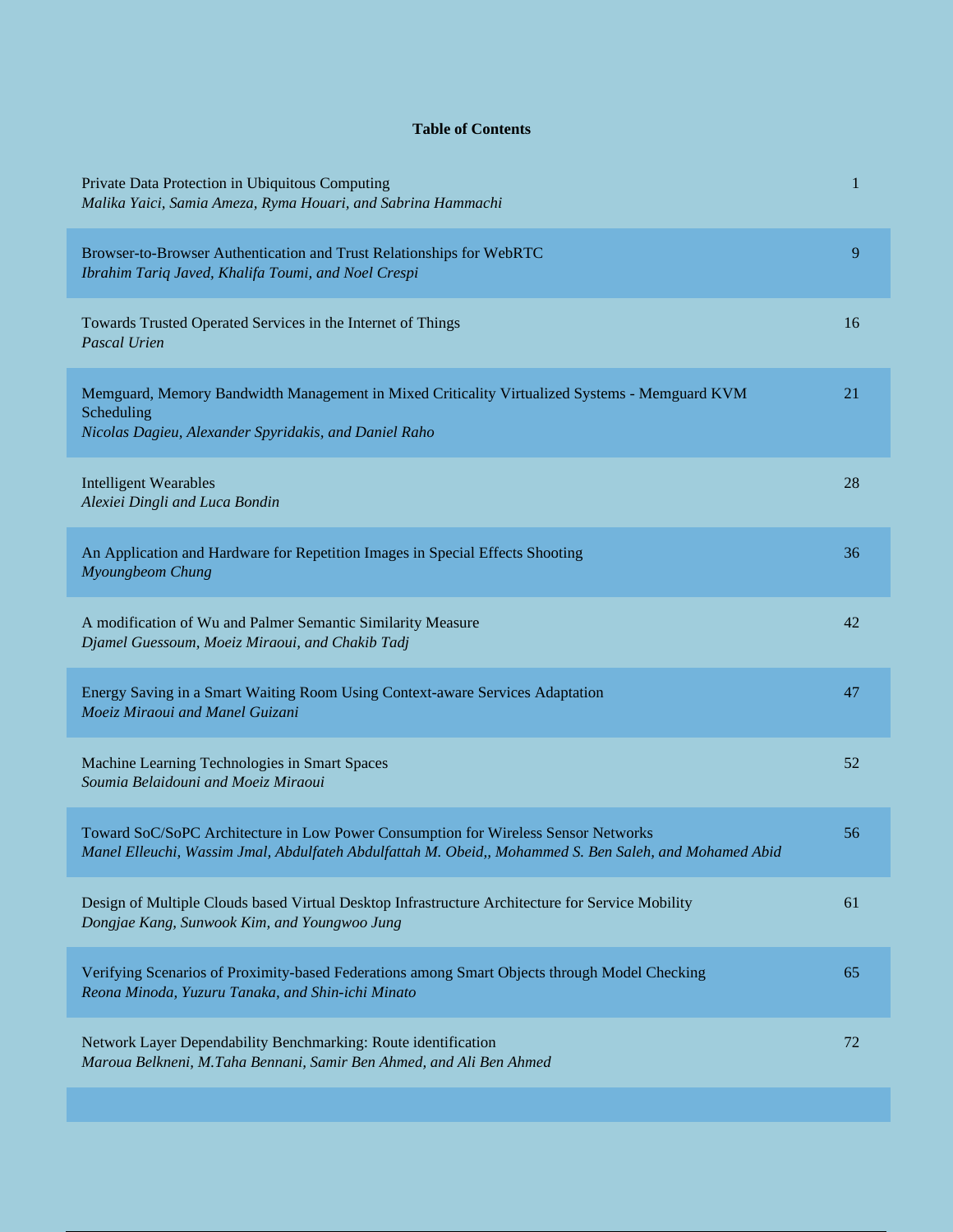## Table of Contents

| | |
|---|---|
| Private Data Protection in Ubiquitous Computing<br>*Malika Yaici, Samia Ameza, Ryma Houari, and Sabrina Hammachi* | 1 |
| Browser-to-Browser Authentication and Trust Relationships for WebRTC<br>*Ibrahim Tariq Javed, Khalifa Toumi, and Noel Crespi* | 9 |
| Towards Trusted Operated Services in the Internet of Things<br>*Pascal Urien* | 16 |
| Memguard, Memory Bandwidth Management in Mixed Criticality Virtualized Systems - Memguard KVM Scheduling<br>*Nicolas Dagieu, Alexander Spyridakis, and Daniel Raho* | 21 |
| Intelligent Wearables<br>*Alexiei Dingli and Luca Bondin* | 28 |
| An Application and Hardware for Repetition Images in Special Effects Shooting<br>*Myoungbeom Chung* | 36 |
| A modification of Wu and Palmer Semantic Similarity Measure<br>*Djamel Guessoum, Moeiz Miraoui, and Chakib Tadj* | 42 |
| Energy Saving in a Smart Waiting Room Using Context-aware Services Adaptation<br>*Moeiz Miraoui and Manel Guizani* | 47 |
| Machine Learning Technologies in Smart Spaces<br>*Soumia Belaidouni and Moeiz Miraoui* | 52 |
| Toward SoC/SoPC Architecture in Low Power Consumption for Wireless Sensor Networks<br>*Manel Elleuchi, Wassim Jmal, Abdulfateh Abdulfattah M. Obeid,, Mohammed S. Ben Saleh, and Mohamed Abid* | 56 |
| Design of Multiple Clouds based Virtual Desktop Infrastructure Architecture for Service Mobility<br>*Dongjae Kang, Sunwook Kim, and Youngwoo Jung* | 61 |
| Verifying Scenarios of Proximity-based Federations among Smart Objects through Model Checking<br>*Reona Minoda, Yuzuru Tanaka, and Shin-ichi Minato* | 65 |
| Network Layer Dependability Benchmarking: Route identification<br>*Maroua Belkneni, M.Taha Bennani, Samir Ben Ahmed, and Ali Ben Ahmed* | 72 |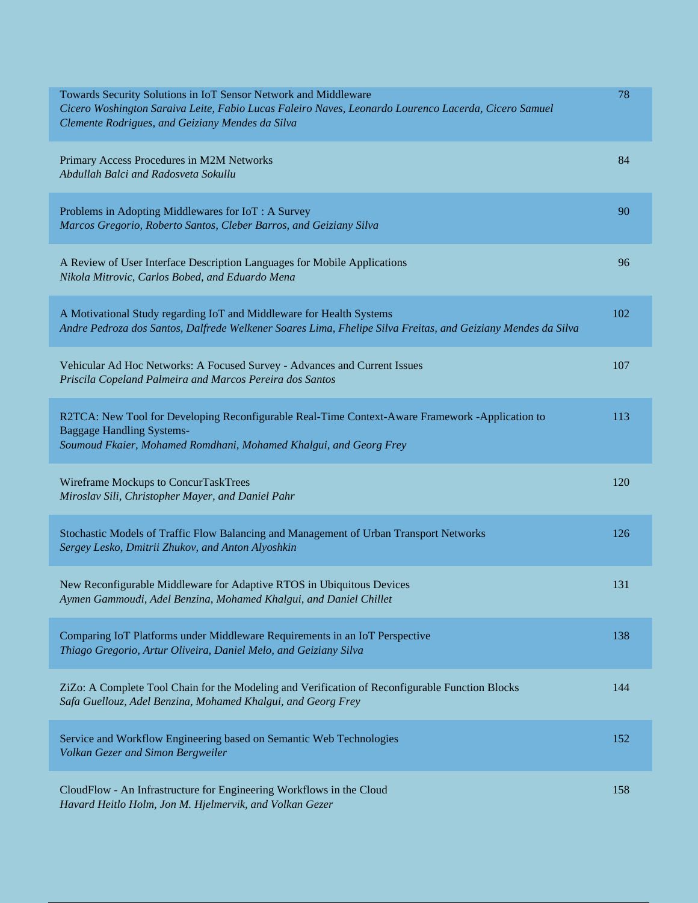| | |
|---|---|
| Towards Security Solutions in IoT Sensor Network and Middleware<br>*Cicero Woshington Saraiva Leite, Fabio Lucas Faleiro Naves, Leonardo Lourenco Lacerda, Cicero Samuel Clemente Rodrigues, and Geiziany Mendes da Silva* | 78 |
| Primary Access Procedures in M2M Networks<br>*Abdullah Balci and Radosveta Sokullu* | 84 |
| Problems in Adopting Middlewares for IoT : A Survey<br>*Marcos Gregorio, Roberto Santos, Cleber Barros, and Geiziany Silva* | 90 |
| A Review of User Interface Description Languages for Mobile Applications<br>*Nikola Mitrovic, Carlos Bobed, and Eduardo Mena* | 96 |
| A Motivational Study regarding IoT and Middleware for Health Systems<br>*Andre Pedroza dos Santos, Dalfrede Welkener Soares Lima, Fhelipe Silva Freitas, and Geiziany Mendes da Silva* | 102 |
| Vehicular Ad Hoc Networks: A Focused Survey - Advances and Current Issues<br>*Priscila Copeland Palmeira and Marcos Pereira dos Santos* | 107 |
| R2TCA: New Tool for Developing Reconfigurable Real-Time Context-Aware Framework -Application to Baggage Handling Systems-<br>*Soumoud Fkaier, Mohamed Romdhani, Mohamed Khalgui, and Georg Frey* | 113 |
| Wireframe Mockups to ConcurTaskTrees<br>*Miroslav Sili, Christopher Mayer, and Daniel Pahr* | 120 |
| Stochastic Models of Traffic Flow Balancing and Management of Urban Transport Networks<br>*Sergey Lesko, Dmitrii Zhukov, and Anton Alyoshkin* | 126 |
| New Reconfigurable Middleware for Adaptive RTOS in Ubiquitous Devices<br>*Aymen Gammoudi, Adel Benzina, Mohamed Khalgui, and Daniel Chillet* | 131 |
| Comparing IoT Platforms under Middleware Requirements in an IoT Perspective<br>*Thiago Gregorio, Artur Oliveira, Daniel Melo, and Geiziany Silva* | 138 |
| ZiZo: A Complete Tool Chain for the Modeling and Verification of Reconfigurable Function Blocks<br>*Safa Guellouz, Adel Benzina, Mohamed Khalgui, and Georg Frey* | 144 |
| Service and Workflow Engineering based on Semantic Web Technologies<br>*Volkan Gezer and Simon Bergweiler* | 152 |
| CloudFlow - An Infrastructure for Engineering Workflows in the Cloud<br>*Havard Heitlo Holm, Jon M. Hjelmervik, and Volkan Gezer* | 158 |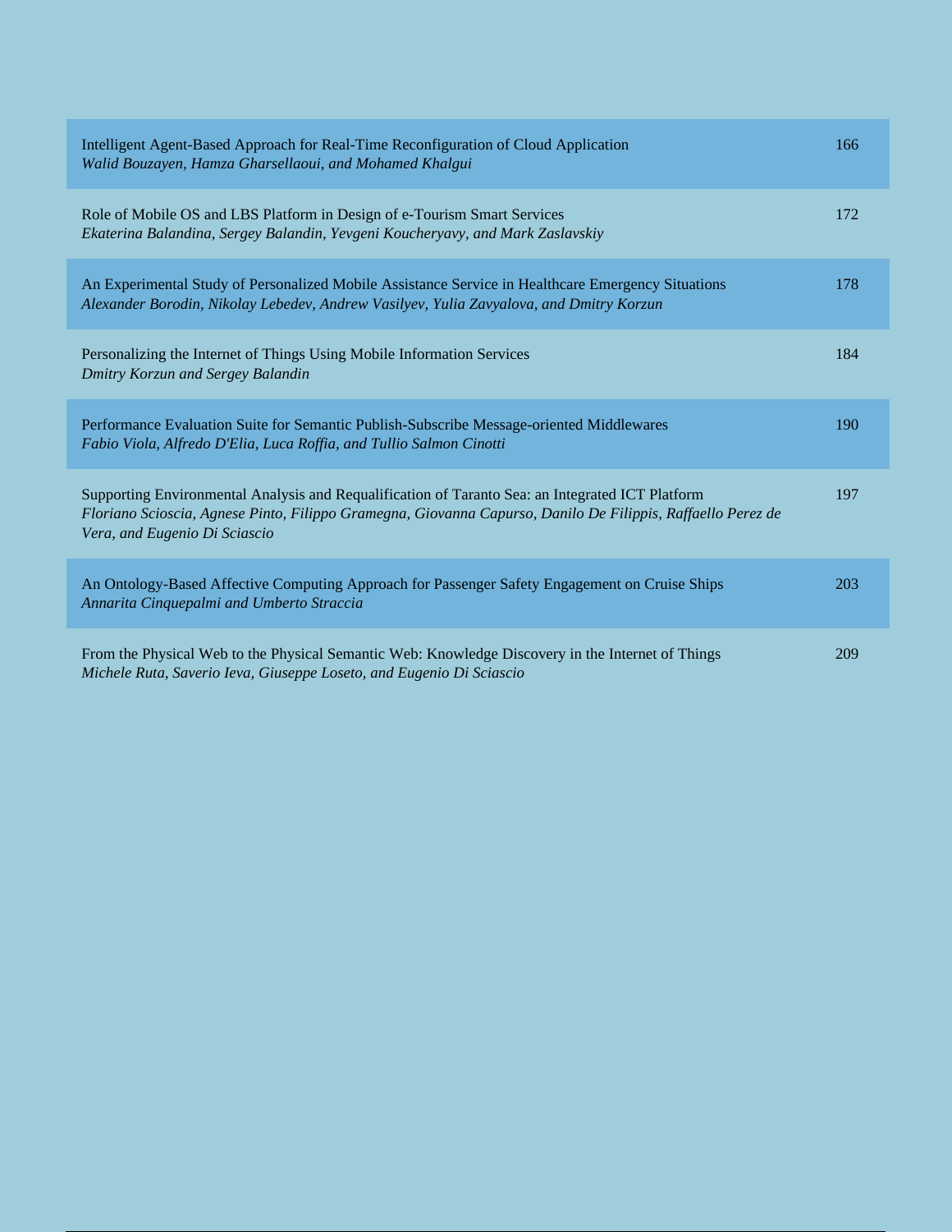| | |
|---|---|
| Intelligent Agent-Based Approach for Real-Time Reconfiguration of Cloud Application<br>*Walid Bouzayen, Hamza Gharsellaoui, and Mohamed Khalgui* | 166 |
| Role of Mobile OS and LBS Platform in Design of e-Tourism Smart Services<br>*Ekaterina Balandina, Sergey Balandin, Yevgeni Koucheryavy, and Mark Zaslavskiy* | 172 |
| An Experimental Study of Personalized Mobile Assistance Service in Healthcare Emergency Situations<br>*Alexander Borodin, Nikolay Lebedev, Andrew Vasilyev, Yulia Zavyalova, and Dmitry Korzun* | 178 |
| Personalizing the Internet of Things Using Mobile Information Services<br>*Dmitry Korzun and Sergey Balandin* | 184 |
| Performance Evaluation Suite for Semantic Publish-Subscribe Message-oriented Middlewares<br>*Fabio Viola, Alfredo D'Elia, Luca Roffia, and Tullio Salmon Cinotti* | 190 |
| Supporting Environmental Analysis and Requalification of Taranto Sea: an Integrated ICT Platform<br>*Floriano Scioscia, Agnese Pinto, Filippo Gramegna, Giovanna Capurso, Danilo De Filippis, Raffaello Perez de Vera, and Eugenio Di Sciascio* | 197 |
| An Ontology-Based Affective Computing Approach for Passenger Safety Engagement on Cruise Ships<br>*Annarita Cinquepalmi and Umberto Straccia* | 203 |
| From the Physical Web to the Physical Semantic Web: Knowledge Discovery in the Internet of Things<br>*Michele Ruta, Saverio Ieva, Giuseppe Loseto, and Eugenio Di Sciascio* | 209 |